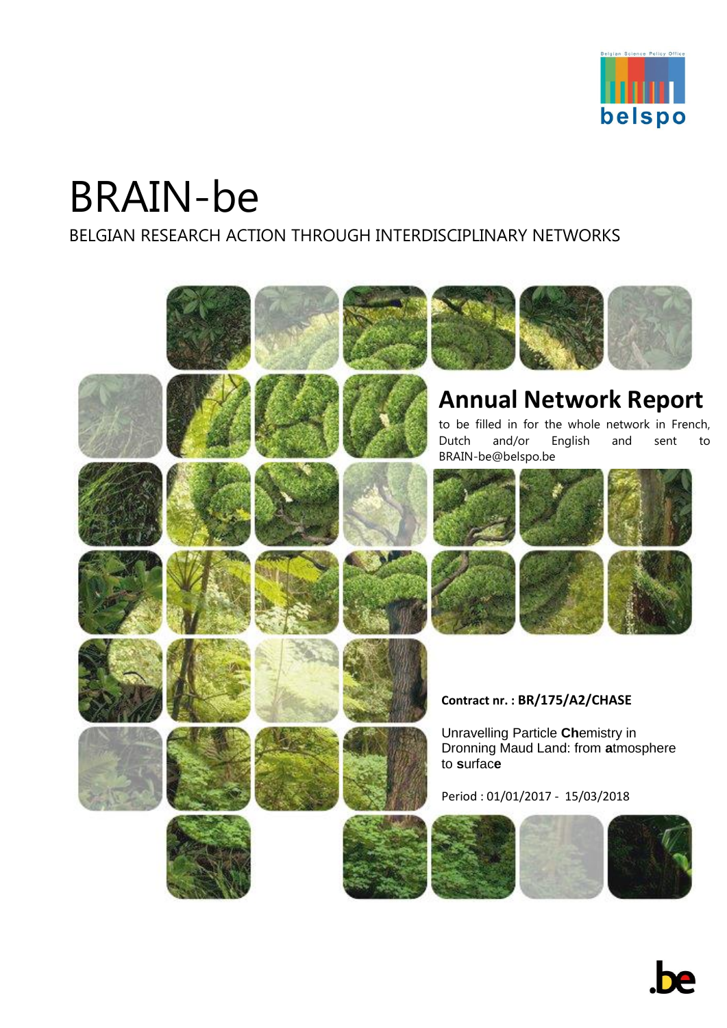Belgian Science Policy Office

belspo

# BRAIN-be

BELGIAN RESEARCH ACTION THROUGH INTERDISCIPLINARY NETWORKS

## Annual Network Report

to be filled in for the whole network in French, Dutch and/or English and sent to BRAIN-be@belspo.be

**Contract nr. : BR/175/A2/CHASE**

Unravelling Particle **Ch**emistry in Dronning Maud Land: from **a**tmosphere to **s**urfac**e**

Period : 01/01/2017 - 15/03/2018

.be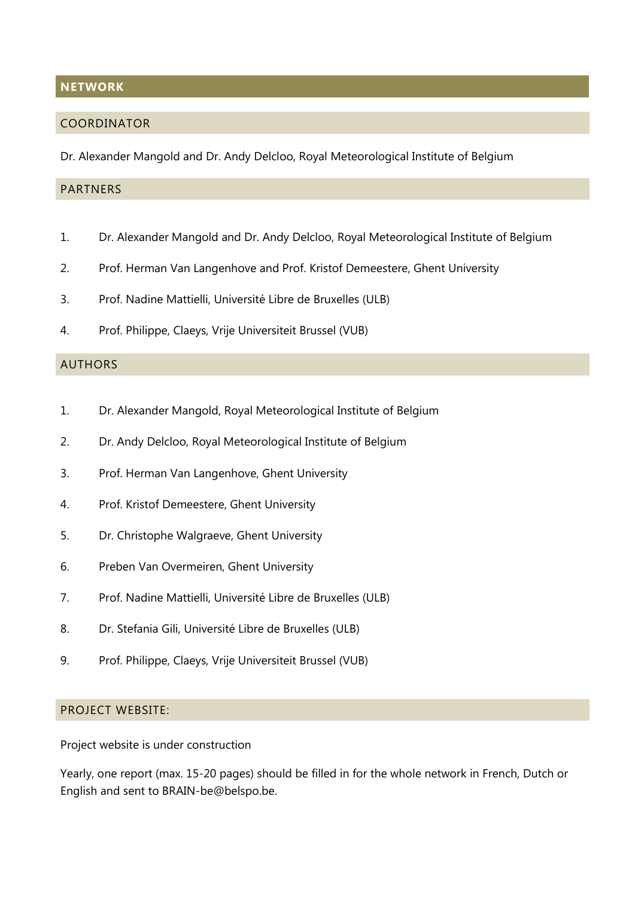## NETWORK

### COORDINATOR

Dr. Alexander Mangold and Dr. Andy Delcloo, Royal Meteorological Institute of Belgium

### PARTNERS

1. Dr. Alexander Mangold and Dr. Andy Delcloo, Royal Meteorological Institute of Belgium
2. Prof. Herman Van Langenhove and Prof. Kristof Demeestere, Ghent University
3. Prof. Nadine Mattielli, Université Libre de Bruxelles (ULB)
4. Prof. Philippe, Claeys, Vrije Universiteit Brussel (VUB)

### AUTHORS

1. Dr. Alexander Mangold, Royal Meteorological Institute of Belgium
2. Dr. Andy Delcloo, Royal Meteorological Institute of Belgium
3. Prof. Herman Van Langenhove, Ghent University
4. Prof. Kristof Demeestere, Ghent University
5. Dr. Christophe Walgraeve, Ghent University
6. Preben Van Overmeiren, Ghent University
7. Prof. Nadine Mattielli, Université Libre de Bruxelles (ULB)
8. Dr. Stefania Gili, Université Libre de Bruxelles (ULB)
9. Prof. Philippe, Claeys, Vrije Universiteit Brussel (VUB)

### PROJECT WEBSITE:

Project website is under construction

Yearly, one report (max. 15-20 pages) should be filled in for the whole network in French, Dutch or English and sent to BRAIN-be@belspo.be.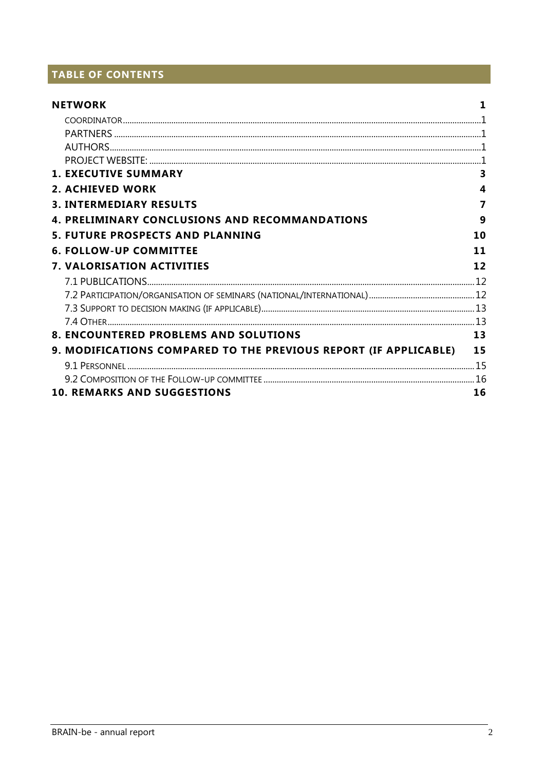# TABLE OF CONTENTS

**NETWORK** 1

- COORDINATOR 1
- PARTNERS 1
- AUTHORS 1
- PROJECT WEBSITE: 1

**1. EXECUTIVE SUMMARY** 3

**2. ACHIEVED WORK** 4

**3. INTERMEDIARY RESULTS** 7

**4. PRELIMINARY CONCLUSIONS AND RECOMMANDATIONS** 9

**5. FUTURE PROSPECTS AND PLANNING** 10

**6. FOLLOW-UP COMMITTEE** 11

**7. VALORISATION ACTIVITIES** 12

- 7.1 PUBLICATIONS 12
- 7.2 PARTICIPATION/ORGANISATION OF SEMINARS (NATIONAL/INTERNATIONAL) 12
- 7.3 SUPPORT TO DECISION MAKING (IF APPLICABLE) 13
- 7.4 OTHER 13

**8. ENCOUNTERED PROBLEMS AND SOLUTIONS** 13

**9. MODIFICATIONS COMPARED TO THE PREVIOUS REPORT (IF APPLICABLE)** 15

- 9.1 PERSONNEL 15
- 9.2 COMPOSITION OF THE FOLLOW-UP COMMITTEE 16

**10. REMARKS AND SUGGESTIONS** 16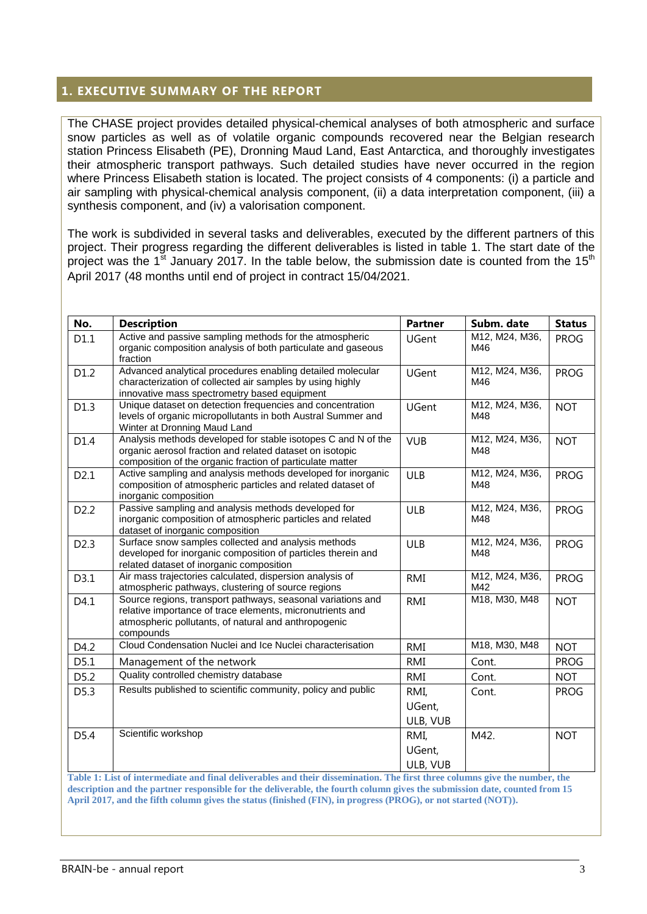## 1. EXECUTIVE SUMMARY OF THE REPORT

The CHASE project provides detailed physical-chemical analyses of both atmospheric and surface snow particles as well as of volatile organic compounds recovered near the Belgian research station Princess Elisabeth (PE), Dronning Maud Land, East Antarctica, and thoroughly investigates their atmospheric transport pathways. Such detailed studies have never occurred in the region where Princess Elisabeth station is located. The project consists of 4 components: (i) a particle and air sampling with physical-chemical analysis component, (ii) a data interpretation component, (iii) a synthesis component, and (iv) a valorisation component.

The work is subdivided in several tasks and deliverables, executed by the different partners of this project. Their progress regarding the different deliverables is listed in table 1. The start date of the project was the 1st January 2017. In the table below, the submission date is counted from the 15th April 2017 (48 months until end of project in contract 15/04/2021.

| No. | Description | Partner | Subm. date | Status |
|---|---|---|---|---|
| D1.1 | Active and passive sampling methods for the atmospheric organic composition analysis of both particulate and gaseous fraction | UGent | M12, M24, M36, M46 | PROG |
| D1.2 | Advanced analytical procedures enabling detailed molecular characterization of collected air samples by using highly innovative mass spectrometry based equipment | UGent | M12, M24, M36, M46 | PROG |
| D1.3 | Unique dataset on detection frequencies and concentration levels of organic micropollutants in both Austral Summer and Winter at Dronning Maud Land | UGent | M12, M24, M36, M48 | NOT |
| D1.4 | Analysis methods developed for stable isotopes C and N of the organic aerosol fraction and related dataset on isotopic composition of the organic fraction of particulate matter | VUB | M12, M24, M36, M48 | NOT |
| D2.1 | Active sampling and analysis methods developed for inorganic composition of atmospheric particles and related dataset of inorganic composition | ULB | M12, M24, M36, M48 | PROG |
| D2.2 | Passive sampling and analysis methods developed for inorganic composition of atmospheric particles and related dataset of inorganic composition | ULB | M12, M24, M36, M48 | PROG |
| D2.3 | Surface snow samples collected and analysis methods developed for inorganic composition of particles therein and related dataset of inorganic composition | ULB | M12, M24, M36, M48 | PROG |
| D3.1 | Air mass trajectories calculated, dispersion analysis of atmospheric pathways, clustering of source regions | RMI | M12, M24, M36, M42 | PROG |
| D4.1 | Source regions, transport pathways, seasonal variations and relative importance of trace elements, micronutrients and atmospheric pollutants, of natural and anthropogenic compounds | RMI | M18, M30, M48 | NOT |
| D4.2 | Cloud Condensation Nuclei and Ice Nuclei characterisation | RMI | M18, M30, M48 | NOT |
| D5.1 | Management of the network | RMI | Cont. | PROG |
| D5.2 | Quality controlled chemistry database | RMI | Cont. | NOT |
| D5.3 | Results published to scientific community, policy and public | RMI, UGent, ULB, VUB | Cont. | PROG |
| D5.4 | Scientific workshop | RMI, UGent, ULB, VUB | M42. | NOT |

**Table 1: List of intermediate and final deliverables and their dissemination. The first three columns give the number, the description and the partner responsible for the deliverable, the fourth column gives the submission date, counted from 15 April 2017, and the fifth column gives the status (finished (FIN), in progress (PROG), or not started (NOT)).**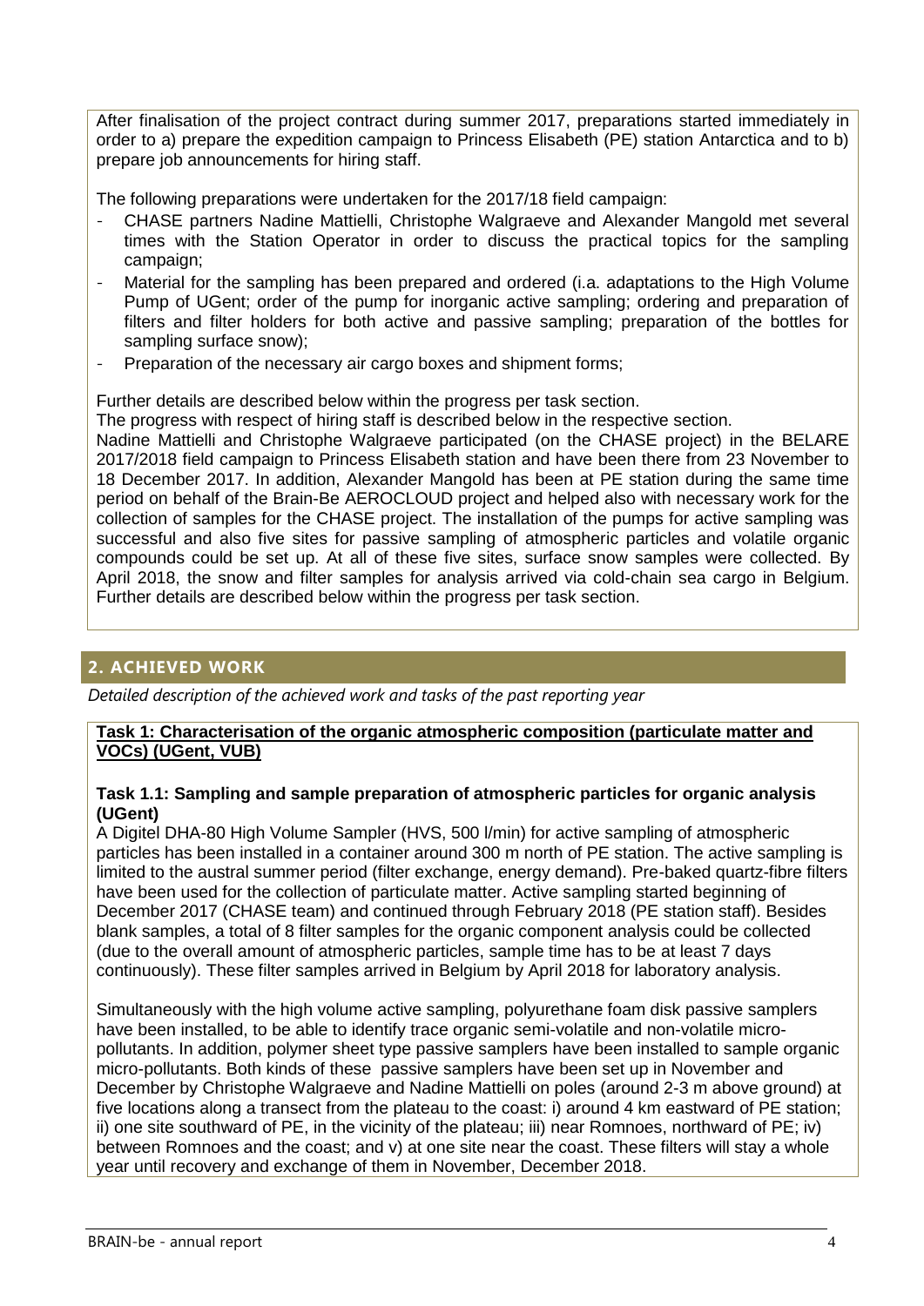After finalisation of the project contract during summer 2017, preparations started immediately in order to a) prepare the expedition campaign to Princess Elisabeth (PE) station Antarctica and to b) prepare job announcements for hiring staff.

The following preparations were undertaken for the 2017/18 field campaign:

- CHASE partners Nadine Mattielli, Christophe Walgraeve and Alexander Mangold met several times with the Station Operator in order to discuss the practical topics for the sampling campaign;
- Material for the sampling has been prepared and ordered (i.a. adaptations to the High Volume Pump of UGent; order of the pump for inorganic active sampling; ordering and preparation of filters and filter holders for both active and passive sampling; preparation of the bottles for sampling surface snow);
- Preparation of the necessary air cargo boxes and shipment forms;

Further details are described below within the progress per task section.

The progress with respect of hiring staff is described below in the respective section.

Nadine Mattielli and Christophe Walgraeve participated (on the CHASE project) in the BELARE 2017/2018 field campaign to Princess Elisabeth station and have been there from 23 November to 18 December 2017. In addition, Alexander Mangold has been at PE station during the same time period on behalf of the Brain-Be AEROCLOUD project and helped also with necessary work for the collection of samples for the CHASE project. The installation of the pumps for active sampling was successful and also five sites for passive sampling of atmospheric particles and volatile organic compounds could be set up. At all of these five sites, surface snow samples were collected. By April 2018, the snow and filter samples for analysis arrived via cold-chain sea cargo in Belgium. Further details are described below within the progress per task section.

## 2. ACHIEVED WORK

*Detailed description of the achieved work and tasks of the past reporting year*

**Task 1: Characterisation of the organic atmospheric composition (particulate matter and VOCs) (UGent, VUB)**

**Task 1.1: Sampling and sample preparation of atmospheric particles for organic analysis (UGent)**

A Digitel DHA-80 High Volume Sampler (HVS, 500 l/min) for active sampling of atmospheric particles has been installed in a container around 300 m north of PE station. The active sampling is limited to the austral summer period (filter exchange, energy demand). Pre-baked quartz-fibre filters have been used for the collection of particulate matter. Active sampling started beginning of December 2017 (CHASE team) and continued through February 2018 (PE station staff). Besides blank samples, a total of 8 filter samples for the organic component analysis could be collected (due to the overall amount of atmospheric particles, sample time has to be at least 7 days continuously). These filter samples arrived in Belgium by April 2018 for laboratory analysis.

Simultaneously with the high volume active sampling, polyurethane foam disk passive samplers have been installed, to be able to identify trace organic semi-volatile and non-volatile micro-pollutants. In addition, polymer sheet type passive samplers have been installed to sample organic micro-pollutants. Both kinds of these passive samplers have been set up in November and December by Christophe Walgraeve and Nadine Mattielli on poles (around 2-3 m above ground) at five locations along a transect from the plateau to the coast: i) around 4 km eastward of PE station; ii) one site southward of PE, in the vicinity of the plateau; iii) near Romnoes, northward of PE; iv) between Romnoes and the coast; and v) at one site near the coast. These filters will stay a whole year until recovery and exchange of them in November, December 2018.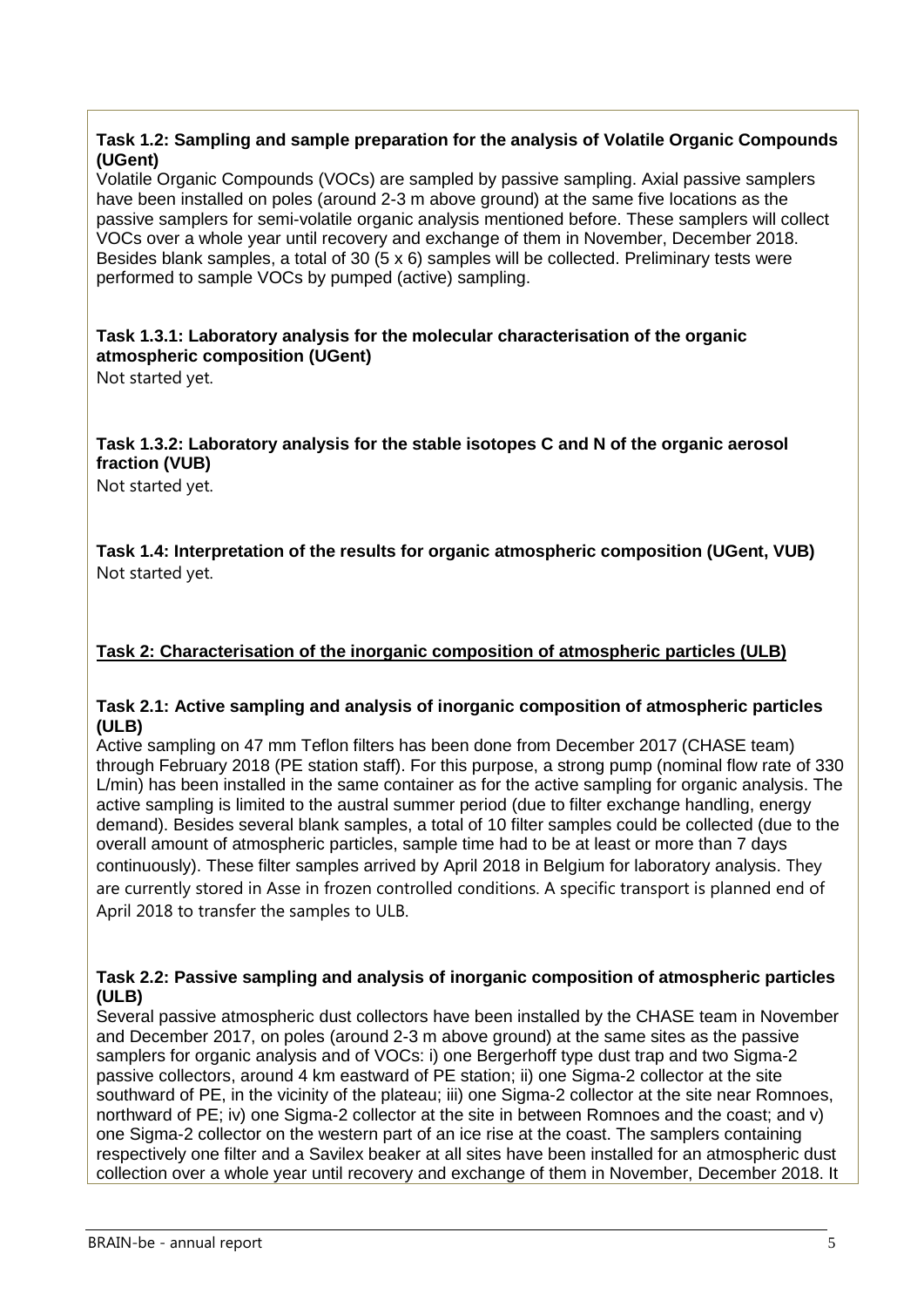**Task 1.2: Sampling and sample preparation for the analysis of Volatile Organic Compounds (UGent)**

Volatile Organic Compounds (VOCs) are sampled by passive sampling. Axial passive samplers have been installed on poles (around 2-3 m above ground) at the same five locations as the passive samplers for semi-volatile organic analysis mentioned before. These samplers will collect VOCs over a whole year until recovery and exchange of them in November, December 2018. Besides blank samples, a total of 30 (5 x 6) samples will be collected. Preliminary tests were performed to sample VOCs by pumped (active) sampling.

**Task 1.3.1: Laboratory analysis for the molecular characterisation of the organic atmospheric composition (UGent)**

Not started yet.

**Task 1.3.2: Laboratory analysis for the stable isotopes C and N of the organic aerosol fraction (VUB)**

Not started yet.

**Task 1.4: Interpretation of the results for organic atmospheric composition (UGent, VUB)**

Not started yet.

**Task 2: Characterisation of the inorganic composition of atmospheric particles (ULB)**

**Task 2.1: Active sampling and analysis of inorganic composition of atmospheric particles (ULB)**

Active sampling on 47 mm Teflon filters has been done from December 2017 (CHASE team) through February 2018 (PE station staff). For this purpose, a strong pump (nominal flow rate of 330 L/min) has been installed in the same container as for the active sampling for organic analysis. The active sampling is limited to the austral summer period (due to filter exchange handling, energy demand). Besides several blank samples, a total of 10 filter samples could be collected (due to the overall amount of atmospheric particles, sample time had to be at least or more than 7 days continuously). These filter samples arrived by April 2018 in Belgium for laboratory analysis. They are currently stored in Asse in frozen controlled conditions. A specific transport is planned end of April 2018 to transfer the samples to ULB.

**Task 2.2: Passive sampling and analysis of inorganic composition of atmospheric particles (ULB)**

Several passive atmospheric dust collectors have been installed by the CHASE team in November and December 2017, on poles (around 2-3 m above ground) at the same sites as the passive samplers for organic analysis and of VOCs: i) one Bergerhoff type dust trap and two Sigma-2 passive collectors, around 4 km eastward of PE station; ii) one Sigma-2 collector at the site southward of PE, in the vicinity of the plateau; iii) one Sigma-2 collector at the site near Romnoes, northward of PE; iv) one Sigma-2 collector at the site in between Romnoes and the coast; and v) one Sigma-2 collector on the western part of an ice rise at the coast. The samplers containing respectively one filter and a Savilex beaker at all sites have been installed for an atmospheric dust collection over a whole year until recovery and exchange of them in November, December 2018. It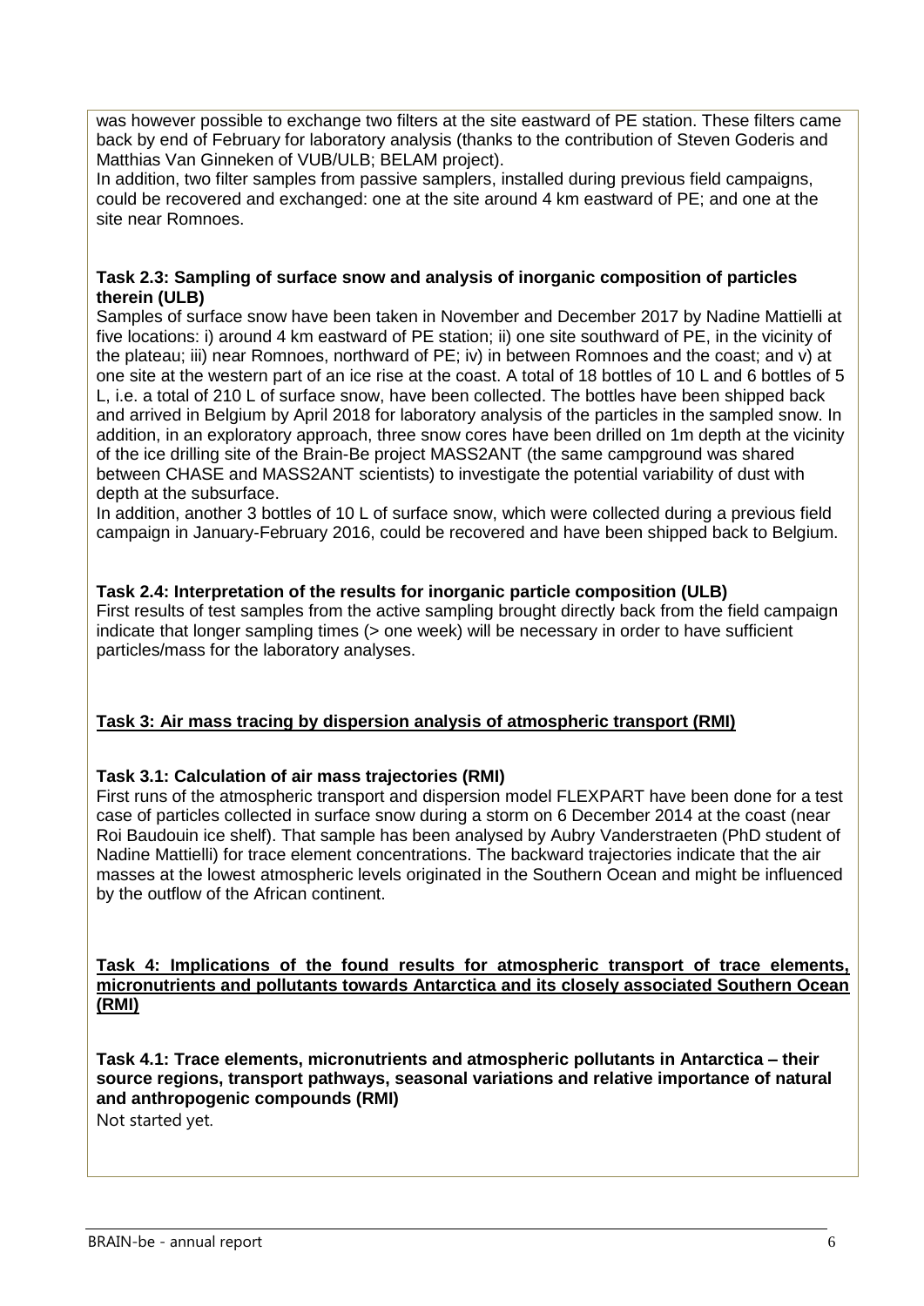was however possible to exchange two filters at the site eastward of PE station. These filters came back by end of February for laboratory analysis (thanks to the contribution of Steven Goderis and Matthias Van Ginneken of VUB/ULB; BELAM project).
In addition, two filter samples from passive samplers, installed during previous field campaigns, could be recovered and exchanged: one at the site around 4 km eastward of PE; and one at the site near Romnoes.

**Task 2.3: Sampling of surface snow and analysis of inorganic composition of particles therein (ULB)**
Samples of surface snow have been taken in November and December 2017 by Nadine Mattielli at five locations: i) around 4 km eastward of PE station; ii) one site southward of PE, in the vicinity of the plateau; iii) near Romnoes, northward of PE; iv) in between Romnoes and the coast; and v) at one site at the western part of an ice rise at the coast. A total of 18 bottles of 10 L and 6 bottles of 5 L, i.e. a total of 210 L of surface snow, have been collected. The bottles have been shipped back and arrived in Belgium by April 2018 for laboratory analysis of the particles in the sampled snow. In addition, in an exploratory approach, three snow cores have been drilled on 1m depth at the vicinity of the ice drilling site of the Brain-Be project MASS2ANT (the same campground was shared between CHASE and MASS2ANT scientists) to investigate the potential variability of dust with depth at the subsurface.
In addition, another 3 bottles of 10 L of surface snow, which were collected during a previous field campaign in January-February 2016, could be recovered and have been shipped back to Belgium.

**Task 2.4: Interpretation of the results for inorganic particle composition (ULB)**
First results of test samples from the active sampling brought directly back from the field campaign indicate that longer sampling times (> one week) will be necessary in order to have sufficient particles/mass for the laboratory analyses.

**Task 3: Air mass tracing by dispersion analysis of atmospheric transport (RMI)**

**Task 3.1: Calculation of air mass trajectories (RMI)**
First runs of the atmospheric transport and dispersion model FLEXPART have been done for a test case of particles collected in surface snow during a storm on 6 December 2014 at the coast (near Roi Baudouin ice shelf). That sample has been analysed by Aubry Vanderstraeten (PhD student of Nadine Mattielli) for trace element concentrations. The backward trajectories indicate that the air masses at the lowest atmospheric levels originated in the Southern Ocean and might be influenced by the outflow of the African continent.

**Task 4: Implications of the found results for atmospheric transport of trace elements, micronutrients and pollutants towards Antarctica and its closely associated Southern Ocean (RMI)**

**Task 4.1: Trace elements, micronutrients and atmospheric pollutants in Antarctica – their source regions, transport pathways, seasonal variations and relative importance of natural and anthropogenic compounds (RMI)**
Not started yet.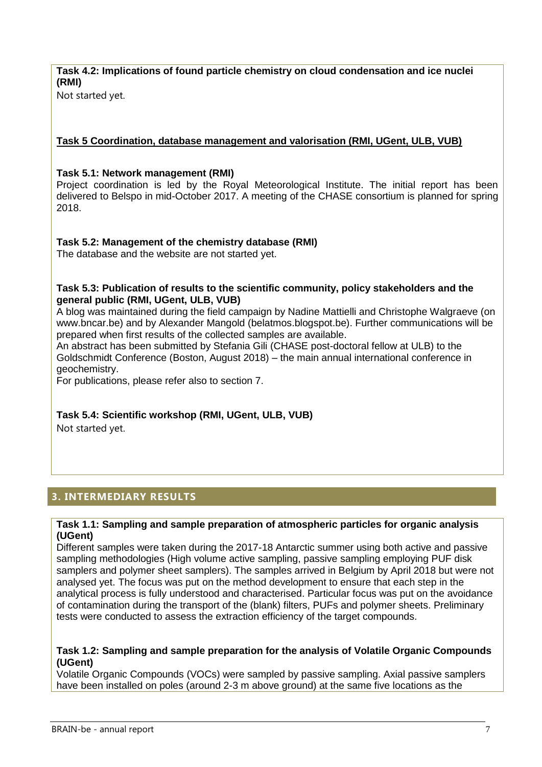**Task 4.2: Implications of found particle chemistry on cloud condensation and ice nuclei (RMI)**

Not started yet.

**Task 5 Coordination, database management and valorisation (RMI, UGent, ULB, VUB)**

**Task 5.1: Network management (RMI)**

Project coordination is led by the Royal Meteorological Institute. The initial report has been delivered to Belspo in mid-October 2017. A meeting of the CHASE consortium is planned for spring 2018.

**Task 5.2: Management of the chemistry database (RMI)**

The database and the website are not started yet.

**Task 5.3: Publication of results to the scientific community, policy stakeholders and the general public (RMI, UGent, ULB, VUB)**

A blog was maintained during the field campaign by Nadine Mattielli and Christophe Walgraeve (on www.bncar.be) and by Alexander Mangold (belatmos.blogspot.be). Further communications will be prepared when first results of the collected samples are available.

An abstract has been submitted by Stefania Gili (CHASE post-doctoral fellow at ULB) to the Goldschmidt Conference (Boston, August 2018) – the main annual international conference in geochemistry.

For publications, please refer also to section 7.

**Task 5.4: Scientific workshop (RMI, UGent, ULB, VUB)**

Not started yet.

## 3. INTERMEDIARY RESULTS

**Task 1.1: Sampling and sample preparation of atmospheric particles for organic analysis (UGent)**

Different samples were taken during the 2017-18 Antarctic summer using both active and passive sampling methodologies (High volume active sampling, passive sampling employing PUF disk samplers and polymer sheet samplers). The samples arrived in Belgium by April 2018 but were not analysed yet. The focus was put on the method development to ensure that each step in the analytical process is fully understood and characterised. Particular focus was put on the avoidance of contamination during the transport of the (blank) filters, PUFs and polymer sheets. Preliminary tests were conducted to assess the extraction efficiency of the target compounds.

**Task 1.2: Sampling and sample preparation for the analysis of Volatile Organic Compounds (UGent)**

Volatile Organic Compounds (VOCs) were sampled by passive sampling. Axial passive samplers have been installed on poles (around 2-3 m above ground) at the same five locations as the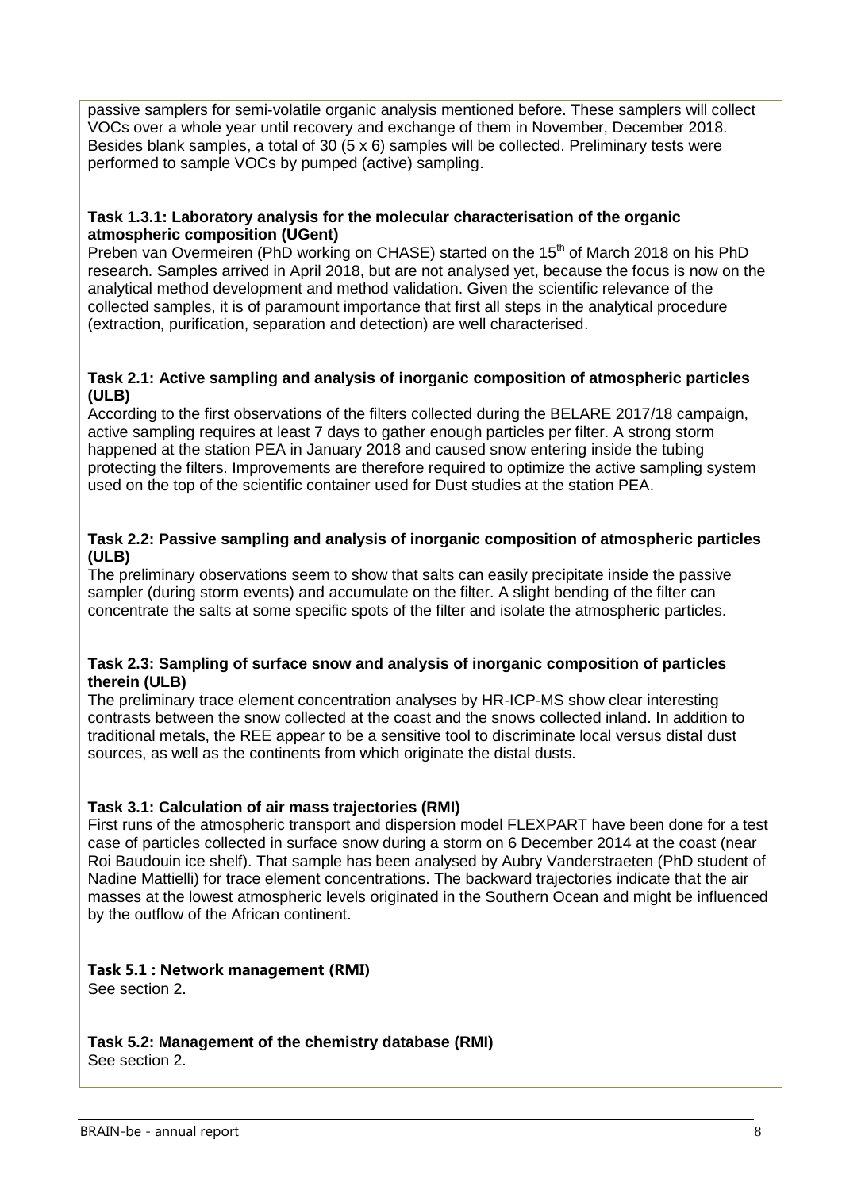passive samplers for semi-volatile organic analysis mentioned before. These samplers will collect VOCs over a whole year until recovery and exchange of them in November, December 2018. Besides blank samples, a total of 30 (5 x 6) samples will be collected. Preliminary tests were performed to sample VOCs by pumped (active) sampling.

**Task 1.3.1: Laboratory analysis for the molecular characterisation of the organic atmospheric composition (UGent)**

Preben van Overmeiren (PhD working on CHASE) started on the 15th of March 2018 on his PhD research. Samples arrived in April 2018, but are not analysed yet, because the focus is now on the analytical method development and method validation. Given the scientific relevance of the collected samples, it is of paramount importance that first all steps in the analytical procedure (extraction, purification, separation and detection) are well characterised.

**Task 2.1: Active sampling and analysis of inorganic composition of atmospheric particles (ULB)**

According to the first observations of the filters collected during the BELARE 2017/18 campaign, active sampling requires at least 7 days to gather enough particles per filter. A strong storm happened at the station PEA in January 2018 and caused snow entering inside the tubing protecting the filters. Improvements are therefore required to optimize the active sampling system used on the top of the scientific container used for Dust studies at the station PEA.

**Task 2.2: Passive sampling and analysis of inorganic composition of atmospheric particles (ULB)**

The preliminary observations seem to show that salts can easily precipitate inside the passive sampler (during storm events) and accumulate on the filter. A slight bending of the filter can concentrate the salts at some specific spots of the filter and isolate the atmospheric particles.

**Task 2.3: Sampling of surface snow and analysis of inorganic composition of particles therein (ULB)**

The preliminary trace element concentration analyses by HR-ICP-MS show clear interesting contrasts between the snow collected at the coast and the snows collected inland. In addition to traditional metals, the REE appear to be a sensitive tool to discriminate local versus distal dust sources, as well as the continents from which originate the distal dusts.

**Task 3.1: Calculation of air mass trajectories (RMI)**

First runs of the atmospheric transport and dispersion model FLEXPART have been done for a test case of particles collected in surface snow during a storm on 6 December 2014 at the coast (near Roi Baudouin ice shelf). That sample has been analysed by Aubry Vanderstraeten (PhD student of Nadine Mattielli) for trace element concentrations. The backward trajectories indicate that the air masses at the lowest atmospheric levels originated in the Southern Ocean and might be influenced by the outflow of the African continent.

**Task 5.1 : Network management (RMI)**

See section 2.

**Task 5.2: Management of the chemistry database (RMI)**

See section 2.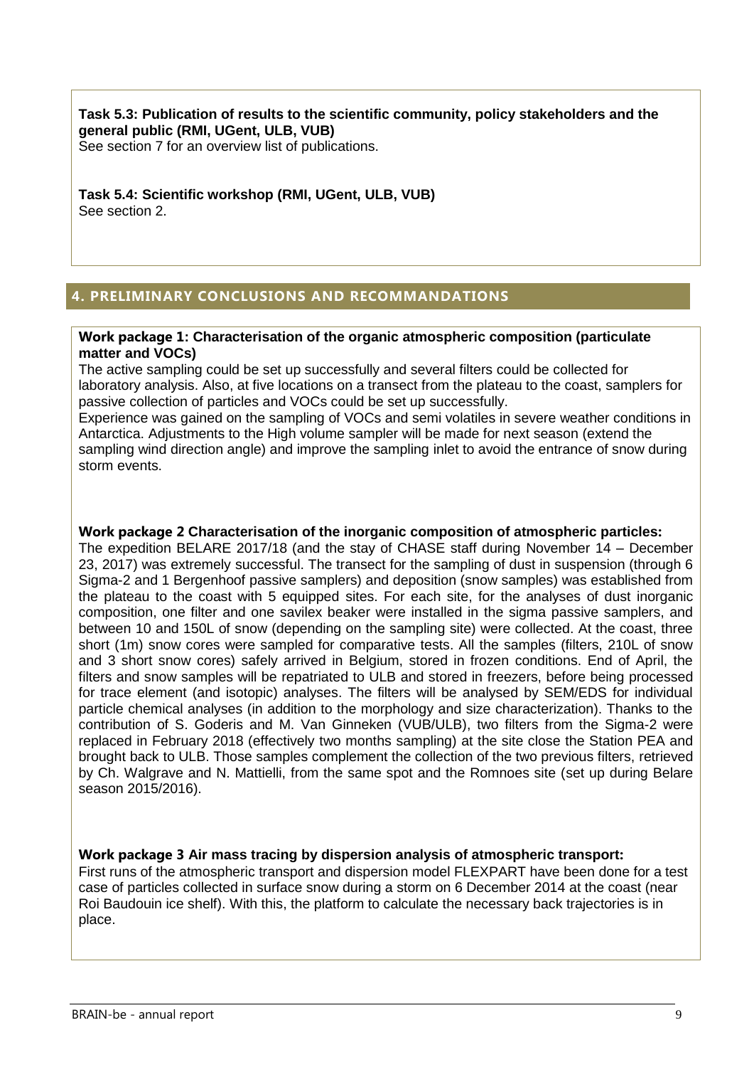**Task 5.3: Publication of results to the scientific community, policy stakeholders and the general public (RMI, UGent, ULB, VUB)**
See section 7 for an overview list of publications.

**Task 5.4: Scientific workshop (RMI, UGent, ULB, VUB)**
See section 2.

## 4. PRELIMINARY CONCLUSIONS AND RECOMMANDATIONS

**Work package 1: Characterisation of the organic atmospheric composition (particulate matter and VOCs)**

The active sampling could be set up successfully and several filters could be collected for laboratory analysis. Also, at five locations on a transect from the plateau to the coast, samplers for passive collection of particles and VOCs could be set up successfully.

Experience was gained on the sampling of VOCs and semi volatiles in severe weather conditions in Antarctica. Adjustments to the High volume sampler will be made for next season (extend the sampling wind direction angle) and improve the sampling inlet to avoid the entrance of snow during storm events.

**Work package 2 Characterisation of the inorganic composition of atmospheric particles:**

The expedition BELARE 2017/18 (and the stay of CHASE staff during November 14 – December 23, 2017) was extremely successful. The transect for the sampling of dust in suspension (through 6 Sigma-2 and 1 Bergenhoof passive samplers) and deposition (snow samples) was established from the plateau to the coast with 5 equipped sites. For each site, for the analyses of dust inorganic composition, one filter and one savilex beaker were installed in the sigma passive samplers, and between 10 and 150L of snow (depending on the sampling site) were collected. At the coast, three short (1m) snow cores were sampled for comparative tests. All the samples (filters, 210L of snow and 3 short snow cores) safely arrived in Belgium, stored in frozen conditions. End of April, the filters and snow samples will be repatriated to ULB and stored in freezers, before being processed for trace element (and isotopic) analyses. The filters will be analysed by SEM/EDS for individual particle chemical analyses (in addition to the morphology and size characterization). Thanks to the contribution of S. Goderis and M. Van Ginneken (VUB/ULB), two filters from the Sigma-2 were replaced in February 2018 (effectively two months sampling) at the site close the Station PEA and brought back to ULB. Those samples complement the collection of the two previous filters, retrieved by Ch. Walgrave and N. Mattielli, from the same spot and the Romnoes site (set up during Belare season 2015/2016).

**Work package 3 Air mass tracing by dispersion analysis of atmospheric transport:**

First runs of the atmospheric transport and dispersion model FLEXPART have been done for a test case of particles collected in surface snow during a storm on 6 December 2014 at the coast (near Roi Baudouin ice shelf). With this, the platform to calculate the necessary back trajectories is in place.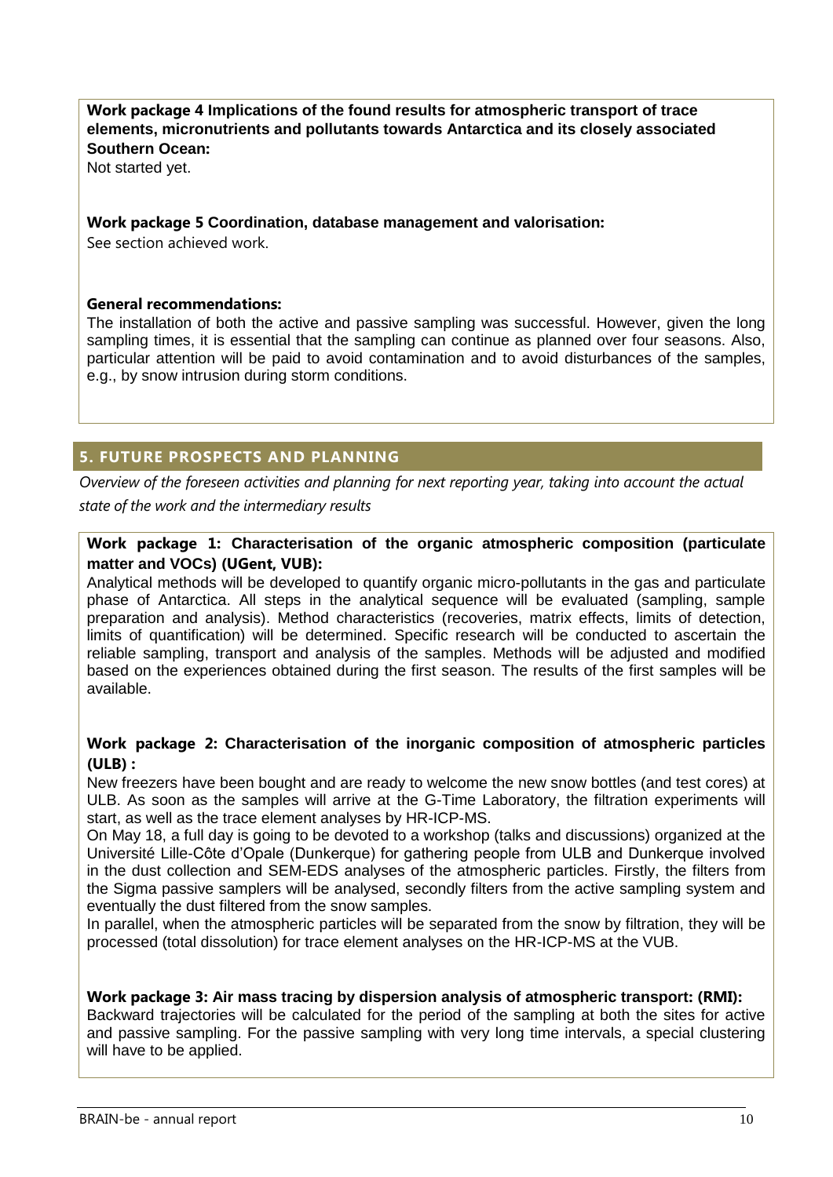**Work package 4 Implications of the found results for atmospheric transport of trace elements, micronutrients and pollutants towards Antarctica and its closely associated Southern Ocean:**

Not started yet.

**Work package 5 Coordination, database management and valorisation:**

See section achieved work.

**General recommendations:**

The installation of both the active and passive sampling was successful. However, given the long sampling times, it is essential that the sampling can continue as planned over four seasons. Also, particular attention will be paid to avoid contamination and to avoid disturbances of the samples, e.g., by snow intrusion during storm conditions.

## 5. FUTURE PROSPECTS AND PLANNING

*Overview of the foreseen activities and planning for next reporting year, taking into account the actual state of the work and the intermediary results*

**Work package 1: Characterisation of the organic atmospheric composition (particulate matter and VOCs) (UGent, VUB):**

Analytical methods will be developed to quantify organic micro-pollutants in the gas and particulate phase of Antarctica. All steps in the analytical sequence will be evaluated (sampling, sample preparation and analysis). Method characteristics (recoveries, matrix effects, limits of detection, limits of quantification) will be determined. Specific research will be conducted to ascertain the reliable sampling, transport and analysis of the samples. Methods will be adjusted and modified based on the experiences obtained during the first season. The results of the first samples will be available.

**Work package 2: Characterisation of the inorganic composition of atmospheric particles (ULB) :**

New freezers have been bought and are ready to welcome the new snow bottles (and test cores) at ULB. As soon as the samples will arrive at the G-Time Laboratory, the filtration experiments will start, as well as the trace element analyses by HR-ICP-MS.

On May 18, a full day is going to be devoted to a workshop (talks and discussions) organized at the Université Lille-Côte d'Opale (Dunkerque) for gathering people from ULB and Dunkerque involved in the dust collection and SEM-EDS analyses of the atmospheric particles. Firstly, the filters from the Sigma passive samplers will be analysed, secondly filters from the active sampling system and eventually the dust filtered from the snow samples.

In parallel, when the atmospheric particles will be separated from the snow by filtration, they will be processed (total dissolution) for trace element analyses on the HR-ICP-MS at the VUB.

**Work package 3: Air mass tracing by dispersion analysis of atmospheric transport: (RMI):**

Backward trajectories will be calculated for the period of the sampling at both the sites for active and passive sampling. For the passive sampling with very long time intervals, a special clustering will have to be applied.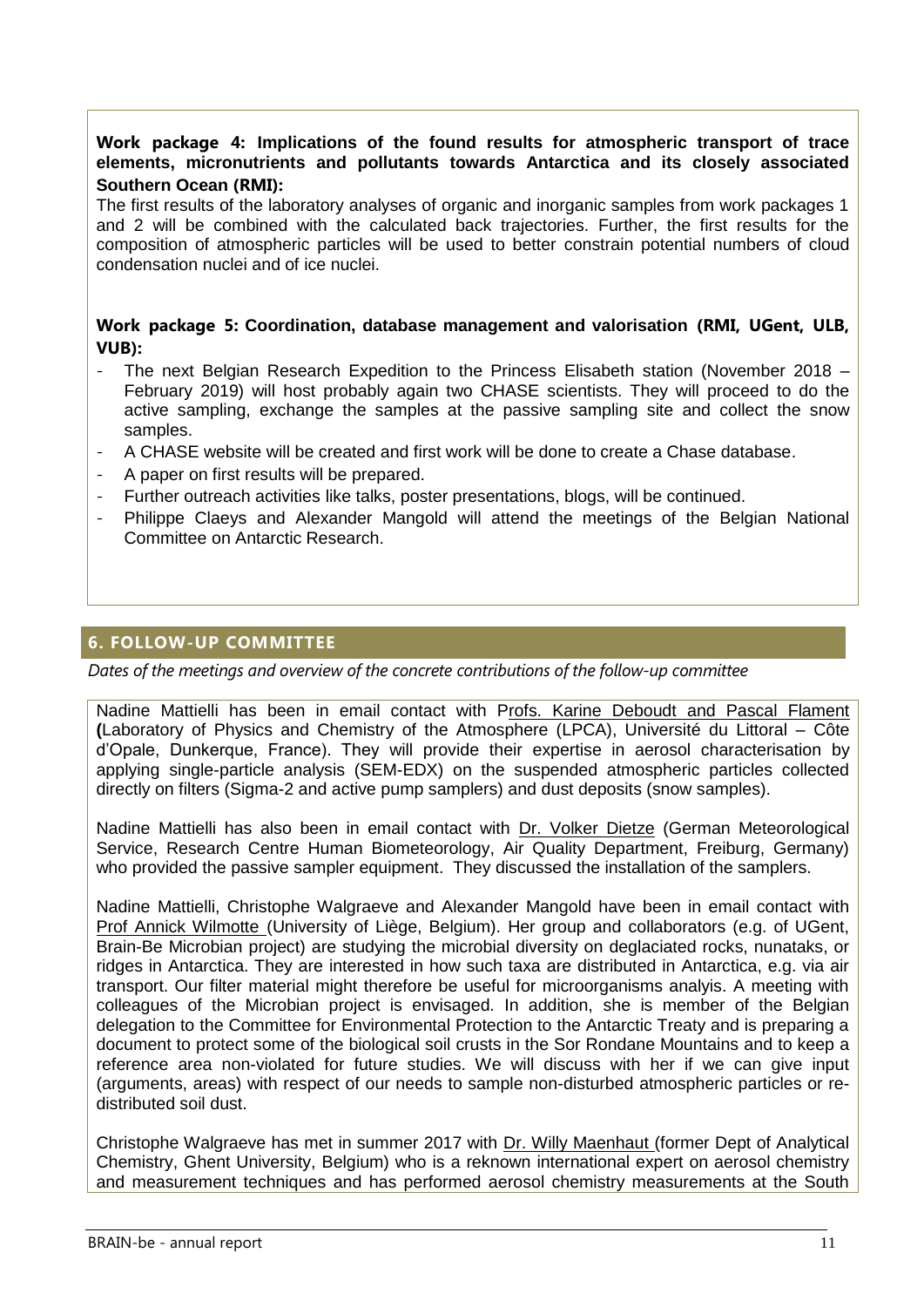**Work package 4: Implications of the found results for atmospheric transport of trace elements, micronutrients and pollutants towards Antarctica and its closely associated Southern Ocean (RMI):**

The first results of the laboratory analyses of organic and inorganic samples from work packages 1 and 2 will be combined with the calculated back trajectories. Further, the first results for the composition of atmospheric particles will be used to better constrain potential numbers of cloud condensation nuclei and of ice nuclei.

**Work package 5: Coordination, database management and valorisation (RMI, UGent, ULB, VUB):**

- The next Belgian Research Expedition to the Princess Elisabeth station (November 2018 – February 2019) will host probably again two CHASE scientists. They will proceed to do the active sampling, exchange the samples at the passive sampling site and collect the snow samples.
- A CHASE website will be created and first work will be done to create a Chase database.
- A paper on first results will be prepared.
- Further outreach activities like talks, poster presentations, blogs, will be continued.
- Philippe Claeys and Alexander Mangold will attend the meetings of the Belgian National Committee on Antarctic Research.

## 6. FOLLOW-UP COMMITTEE

*Dates of the meetings and overview of the concrete contributions of the follow-up committee*

Nadine Mattielli has been in email contact with Profs. Karine Deboudt and Pascal Flament (Laboratory of Physics and Chemistry of the Atmosphere (LPCA), Université du Littoral – Côte d'Opale, Dunkerque, France). They will provide their expertise in aerosol characterisation by applying single-particle analysis (SEM-EDX) on the suspended atmospheric particles collected directly on filters (Sigma-2 and active pump samplers) and dust deposits (snow samples).

Nadine Mattielli has also been in email contact with Dr. Volker Dietze (German Meteorological Service, Research Centre Human Biometeorology, Air Quality Department, Freiburg, Germany) who provided the passive sampler equipment. They discussed the installation of the samplers.

Nadine Mattielli, Christophe Walgraeve and Alexander Mangold have been in email contact with Prof Annick Wilmotte (University of Liège, Belgium). Her group and collaborators (e.g. of UGent, Brain-Be Microbian project) are studying the microbial diversity on deglaciated rocks, nunataks, or ridges in Antarctica. They are interested in how such taxa are distributed in Antarctica, e.g. via air transport. Our filter material might therefore be useful for microorganisms analyis. A meeting with colleagues of the Microbian project is envisaged. In addition, she is member of the Belgian delegation to the Committee for Environmental Protection to the Antarctic Treaty and is preparing a document to protect some of the biological soil crusts in the Sor Rondane Mountains and to keep a reference area non-violated for future studies. We will discuss with her if we can give input (arguments, areas) with respect of our needs to sample non-disturbed atmospheric particles or re-distributed soil dust.

Christophe Walgraeve has met in summer 2017 with Dr. Willy Maenhaut (former Dept of Analytical Chemistry, Ghent University, Belgium) who is a reknown international expert on aerosol chemistry and measurement techniques and has performed aerosol chemistry measurements at the South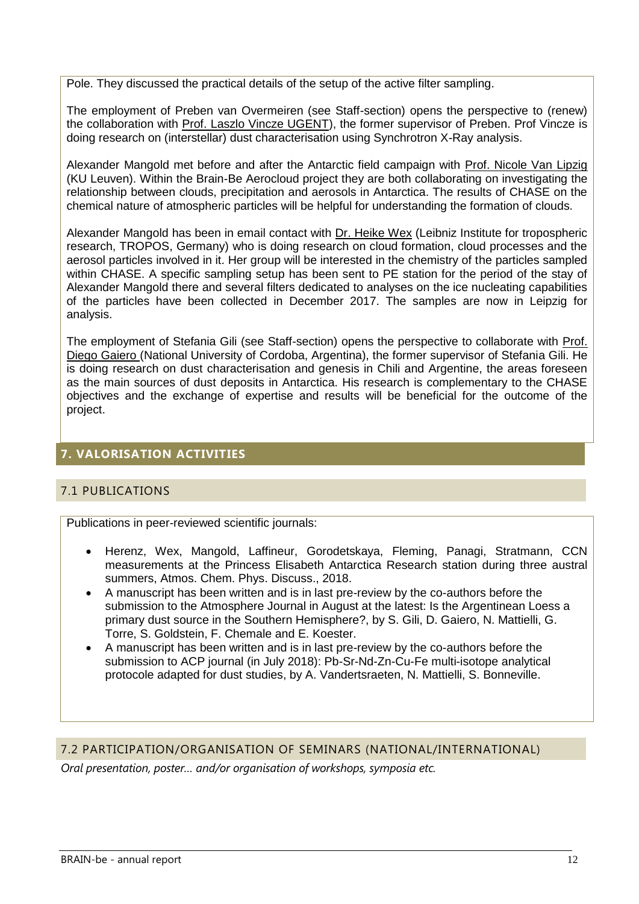Pole. They discussed the practical details of the setup of the active filter sampling.

The employment of Preben van Overmeiren (see Staff-section) opens the perspective to (renew) the collaboration with Prof. Laszlo Vincze UGENT), the former supervisor of Preben. Prof Vincze is doing research on (interstellar) dust characterisation using Synchrotron X-Ray analysis.

Alexander Mangold met before and after the Antarctic field campaign with Prof. Nicole Van Lipzig (KU Leuven). Within the Brain-Be Aerocloud project they are both collaborating on investigating the relationship between clouds, precipitation and aerosols in Antarctica. The results of CHASE on the chemical nature of atmospheric particles will be helpful for understanding the formation of clouds.

Alexander Mangold has been in email contact with Dr. Heike Wex (Leibniz Institute for tropospheric research, TROPOS, Germany) who is doing research on cloud formation, cloud processes and the aerosol particles involved in it. Her group will be interested in the chemistry of the particles sampled within CHASE. A specific sampling setup has been sent to PE station for the period of the stay of Alexander Mangold there and several filters dedicated to analyses on the ice nucleating capabilities of the particles have been collected in December 2017. The samples are now in Leipzig for analysis.

The employment of Stefania Gili (see Staff-section) opens the perspective to collaborate with Prof. Diego Gaiero (National University of Cordoba, Argentina), the former supervisor of Stefania Gili. He is doing research on dust characterisation and genesis in Chili and Argentine, the areas foreseen as the main sources of dust deposits in Antarctica. His research is complementary to the CHASE objectives and the exchange of expertise and results will be beneficial for the outcome of the project.

## 7. VALORISATION ACTIVITIES

### 7.1 PUBLICATIONS

Publications in peer-reviewed scientific journals:

- Herenz, Wex, Mangold, Laffineur, Gorodetskaya, Fleming, Panagi, Stratmann, CCN measurements at the Princess Elisabeth Antarctica Research station during three austral summers, Atmos. Chem. Phys. Discuss., 2018.
- A manuscript has been written and is in last pre-review by the co-authors before the submission to the Atmosphere Journal in August at the latest: Is the Argentinean Loess a primary dust source in the Southern Hemisphere?, by S. Gili, D. Gaiero, N. Mattielli, G. Torre, S. Goldstein, F. Chemale and E. Koester.
- A manuscript has been written and is in last pre-review by the co-authors before the submission to ACP journal (in July 2018): Pb-Sr-Nd-Zn-Cu-Fe multi-isotope analytical protocole adapted for dust studies, by A. Vandertsraeten, N. Mattielli, S. Bonneville.

### 7.2 PARTICIPATION/ORGANISATION OF SEMINARS (NATIONAL/INTERNATIONAL)

*Oral presentation, poster... and/or organisation of workshops, symposia etc.*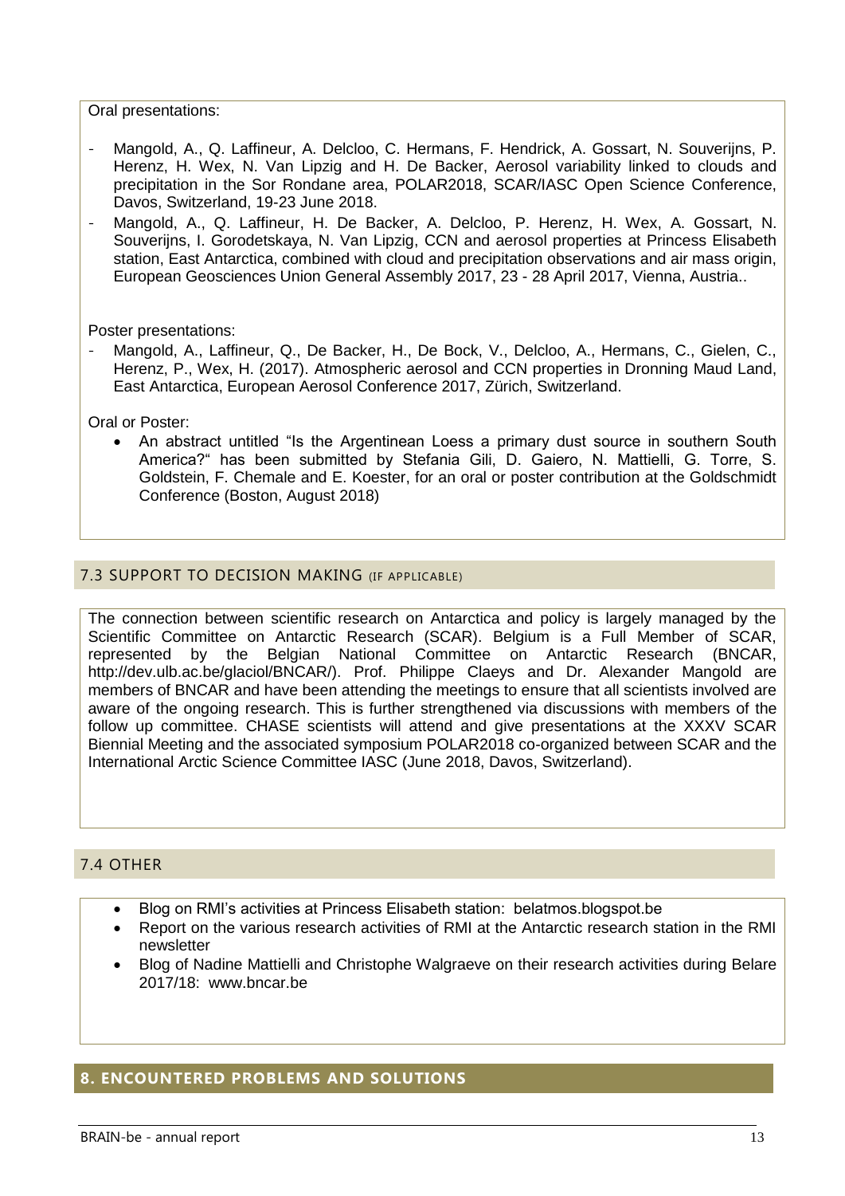Oral presentations:

- Mangold, A., Q. Laffineur, A. Delcloo, C. Hermans, F. Hendrick, A. Gossart, N. Souverijns, P. Herenz, H. Wex, N. Van Lipzig and H. De Backer, Aerosol variability linked to clouds and precipitation in the Sor Rondane area, POLAR2018, SCAR/IASC Open Science Conference, Davos, Switzerland, 19-23 June 2018.
- Mangold, A., Q. Laffineur, H. De Backer, A. Delcloo, P. Herenz, H. Wex, A. Gossart, N. Souverijns, I. Gorodetskaya, N. Van Lipzig, CCN and aerosol properties at Princess Elisabeth station, East Antarctica, combined with cloud and precipitation observations and air mass origin, European Geosciences Union General Assembly 2017, 23 - 28 April 2017, Vienna, Austria..

Poster presentations:

- Mangold, A., Laffineur, Q., De Backer, H., De Bock, V., Delcloo, A., Hermans, C., Gielen, C., Herenz, P., Wex, H. (2017). Atmospheric aerosol and CCN properties in Dronning Maud Land, East Antarctica, European Aerosol Conference 2017, Zürich, Switzerland.

Oral or Poster:

- An abstract untitled “Is the Argentinean Loess a primary dust source in southern South America?“ has been submitted by Stefania Gili, D. Gaiero, N. Mattielli, G. Torre, S. Goldstein, F. Chemale and E. Koester, for an oral or poster contribution at the Goldschmidt Conference (Boston, August 2018)

## 7.3 SUPPORT TO DECISION MAKING (IF APPLICABLE)

The connection between scientific research on Antarctica and policy is largely managed by the Scientific Committee on Antarctic Research (SCAR). Belgium is a Full Member of SCAR, represented by the Belgian National Committee on Antarctic Research (BNCAR, http://dev.ulb.ac.be/glaciol/BNCAR/). Prof. Philippe Claeys and Dr. Alexander Mangold are members of BNCAR and have been attending the meetings to ensure that all scientists involved are aware of the ongoing research. This is further strengthened via discussions with members of the follow up committee. CHASE scientists will attend and give presentations at the XXXV SCAR Biennial Meeting and the associated symposium POLAR2018 co-organized between SCAR and the International Arctic Science Committee IASC (June 2018, Davos, Switzerland).

## 7.4 OTHER

- Blog on RMI’s activities at Princess Elisabeth station: belatmos.blogspot.be
- Report on the various research activities of RMI at the Antarctic research station in the RMI newsletter
- Blog of Nadine Mattielli and Christophe Walgraeve on their research activities during Belare 2017/18: www.bncar.be

# 8. ENCOUNTERED PROBLEMS AND SOLUTIONS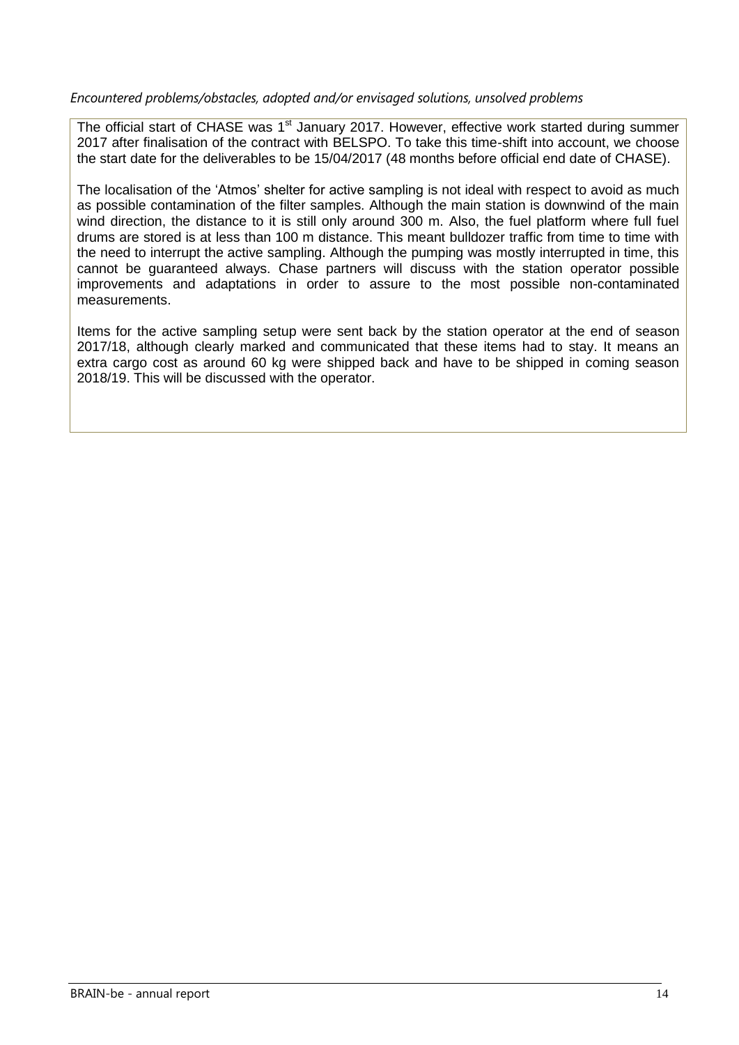*Encountered problems/obstacles, adopted and/or envisaged solutions, unsolved problems*

The official start of CHASE was 1st January 2017. However, effective work started during summer 2017 after finalisation of the contract with BELSPO. To take this time-shift into account, we choose the start date for the deliverables to be 15/04/2017 (48 months before official end date of CHASE).

The localisation of the 'Atmos' shelter for active sampling is not ideal with respect to avoid as much as possible contamination of the filter samples. Although the main station is downwind of the main wind direction, the distance to it is still only around 300 m. Also, the fuel platform where full fuel drums are stored is at less than 100 m distance. This meant bulldozer traffic from time to time with the need to interrupt the active sampling. Although the pumping was mostly interrupted in time, this cannot be guaranteed always. Chase partners will discuss with the station operator possible improvements and adaptations in order to assure to the most possible non-contaminated measurements.

Items for the active sampling setup were sent back by the station operator at the end of season 2017/18, although clearly marked and communicated that these items had to stay. It means an extra cargo cost as around 60 kg were shipped back and have to be shipped in coming season 2018/19. This will be discussed with the operator.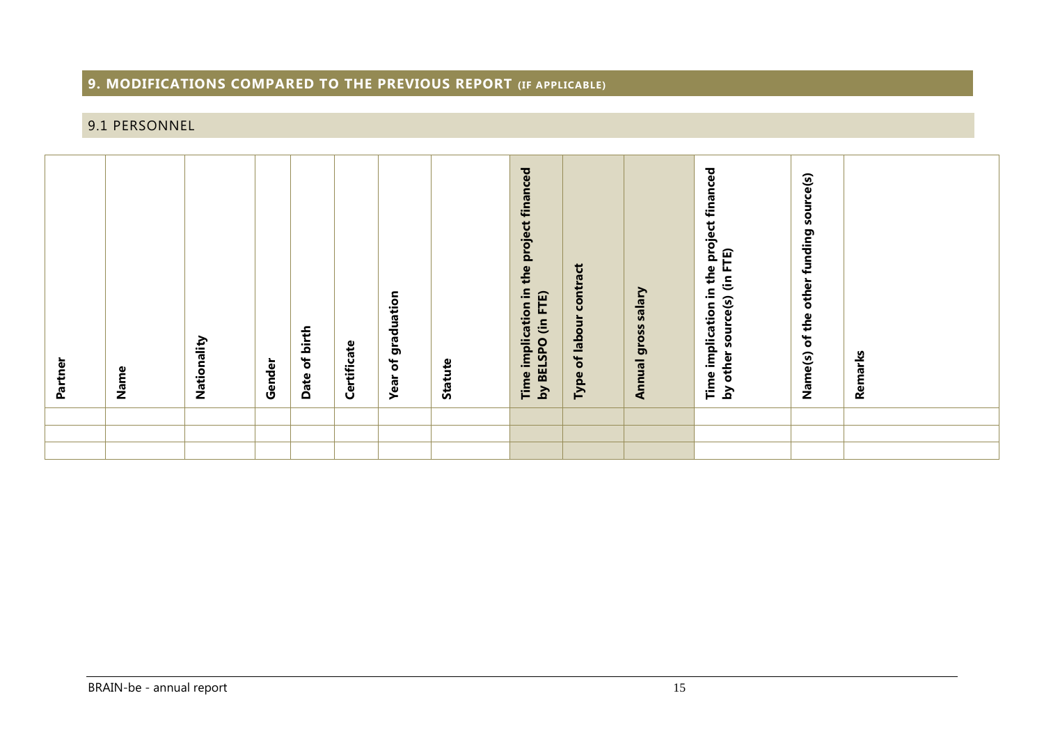## 9. MODIFICATIONS COMPARED TO THE PREVIOUS REPORT (IF APPLICABLE)

### 9.1 PERSONNEL

| Partner | Name | Nationality | Gender | Date of birth | Certificate | Year of graduation | Statute | Time implication in the project financed by BELSPO (in FTE) | Type of labour contract | Annual gross salary | Time implication in the project financed by other source(s) (in FTE) | Name(s) of the other funding source(s) | Remarks |
|---|---|---|---|---|---|---|---|---|---|---|---|---|---|
| | | | | | | | | | | | | | |
| | | | | | | | | | | | | | |
| | | | | | | | | | | | | | |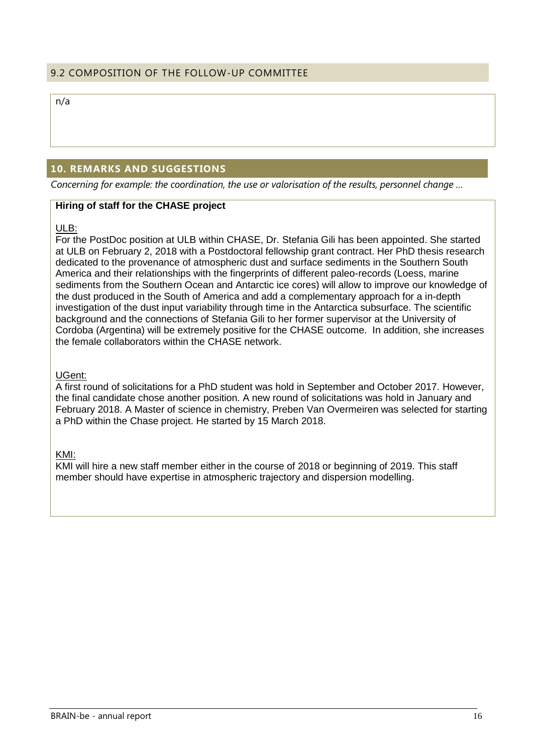## 9.2 COMPOSITION OF THE FOLLOW-UP COMMITTEE

n/a

# 10. REMARKS AND SUGGESTIONS

*Concerning for example: the coordination, the use or valorisation of the results, personnel change …*

**Hiring of staff for the CHASE project**

ULB:

For the PostDoc position at ULB within CHASE, Dr. Stefania Gili has been appointed. She started at ULB on February 2, 2018 with a Postdoctoral fellowship grant contract. Her PhD thesis research dedicated to the provenance of atmospheric dust and surface sediments in the Southern South America and their relationships with the fingerprints of different paleo-records (Loess, marine sediments from the Southern Ocean and Antarctic ice cores) will allow to improve our knowledge of the dust produced in the South of America and add a complementary approach for a in-depth investigation of the dust input variability through time in the Antarctica subsurface. The scientific background and the connections of Stefania Gili to her former supervisor at the University of Cordoba (Argentina) will be extremely positive for the CHASE outcome. In addition, she increases the female collaborators within the CHASE network.

UGent:

A first round of solicitations for a PhD student was hold in September and October 2017. However, the final candidate chose another position. A new round of solicitations was hold in January and February 2018. A Master of science in chemistry, Preben Van Overmeiren was selected for starting a PhD within the Chase project. He started by 15 March 2018.

KMI:

KMI will hire a new staff member either in the course of 2018 or beginning of 2019. This staff member should have expertise in atmospheric trajectory and dispersion modelling.